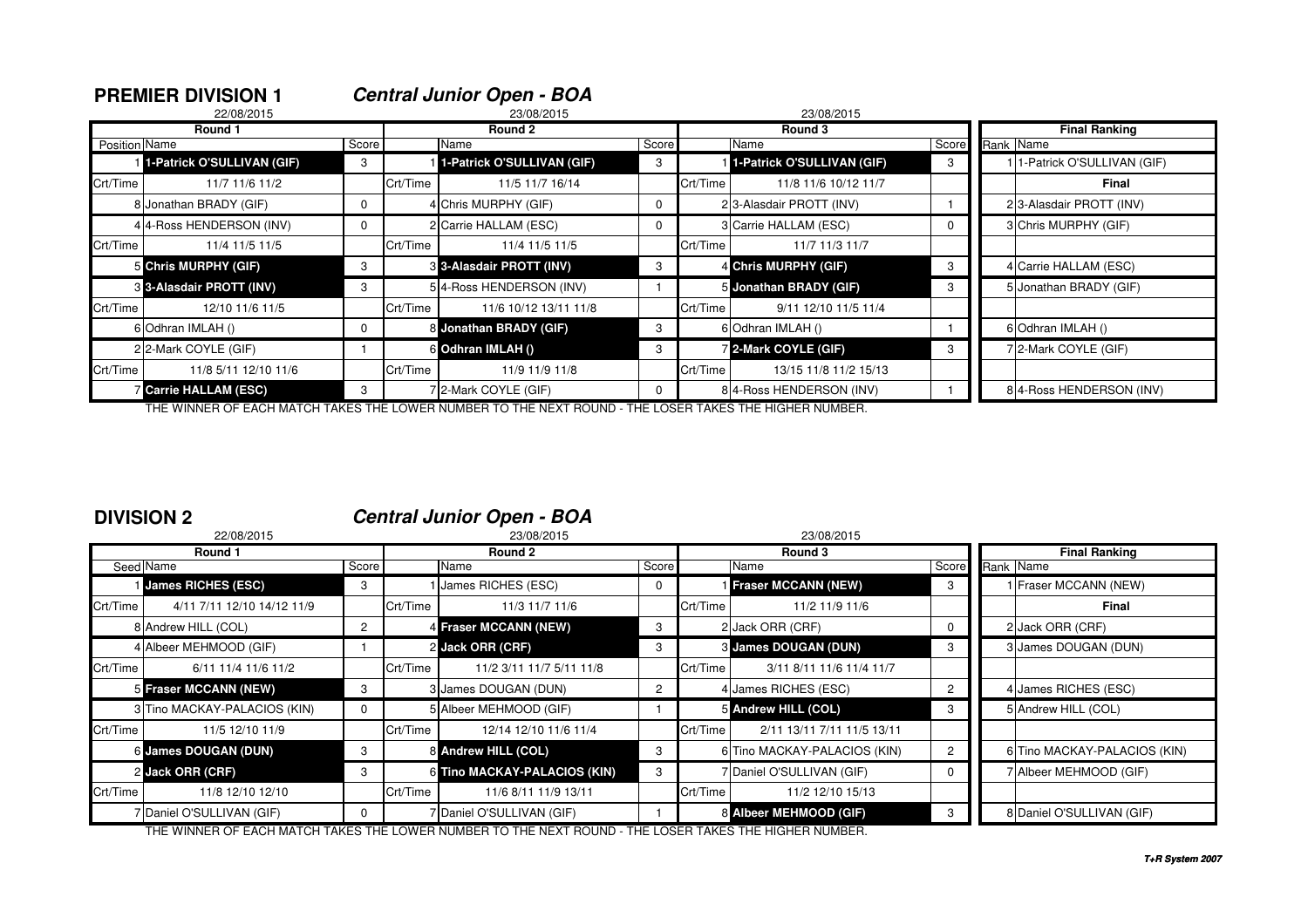## PREMIER DIVISION 1

### *Central Junior Open - BOA*

| Round 1 (22/08/2015) | | | Round 2 (23/08/2015) | | | Round 3 (23/08/2015) | | | Final Ranking | |
|---|---|---|---|---|---|---|---|---|---|---|
| Position | Name | Score | | Name | Score | | Name | Score | Rank | Name |
| 1 | **1-Patrick O'SULLIVAN (GIF)** | 3 | 1 | **1-Patrick O'SULLIVAN (GIF)** | 3 | 1 | **1-Patrick O'SULLIVAN (GIF)** | 3 | 1 | 1-Patrick O'SULLIVAN (GIF) |
| Crt/Time | 11/7 11/6 11/2 | | Crt/Time | 11/5 11/7 16/14 | | Crt/Time | 11/8 11/6 10/12 11/7 | | | **Final** |
| 8 | Jonathan BRADY (GIF) | 0 | 4 | Chris MURPHY (GIF) | 0 | 2 | 3-Alasdair PROTT (INV) | 1 | 2 | 3-Alasdair PROTT (INV) |
| 4 | 4-Ross HENDERSON (INV) | 0 | 2 | Carrie HALLAM (ESC) | 0 | 3 | Carrie HALLAM (ESC) | 0 | 3 | Chris MURPHY (GIF) |
| Crt/Time | 11/4 11/5 11/5 | | Crt/Time | 11/4 11/5 11/5 | | Crt/Time | 11/7 11/3 11/7 | | | |
| 5 | **Chris MURPHY (GIF)** | 3 | 3 | **3-Alasdair PROTT (INV)** | 3 | 4 | **Chris MURPHY (GIF)** | 3 | 4 | Carrie HALLAM (ESC) |
| 3 | **3-Alasdair PROTT (INV)** | 3 | 5 | 4-Ross HENDERSON (INV) | 1 | 5 | **Jonathan BRADY (GIF)** | 3 | 5 | Jonathan BRADY (GIF) |
| Crt/Time | 12/10 11/6 11/5 | | Crt/Time | 11/6 10/12 13/11 11/8 | | Crt/Time | 9/11 12/10 11/5 11/4 | | | |
| 6 | Odhran IMLAH () | 0 | 8 | **Jonathan BRADY (GIF)** | 3 | 6 | Odhran IMLAH () | 1 | 6 | Odhran IMLAH () |
| 2 | 2-Mark COYLE (GIF) | 1 | 6 | **Odhran IMLAH ()** | 3 | 7 | **2-Mark COYLE (GIF)** | 3 | 7 | 2-Mark COYLE (GIF) |
| Crt/Time | 11/8 5/11 12/10 11/6 | | Crt/Time | 11/9 11/9 11/8 | | Crt/Time | 13/15 11/8 11/2 15/13 | | | |
| 7 | **Carrie HALLAM (ESC)** | 3 | 7 | 2-Mark COYLE (GIF) | 0 | 8 | 4-Ross HENDERSON (INV) | 1 | 8 | 4-Ross HENDERSON (INV) |

THE WINNER OF EACH MATCH TAKES THE LOWER NUMBER TO THE NEXT ROUND - THE LOSER TAKES THE HIGHER NUMBER.

## DIVISION 2

### *Central Junior Open - BOA*

| Round 1 (22/08/2015) | | | Round 2 (23/08/2015) | | | Round 3 (23/08/2015) | | | Final Ranking | |
|---|---|---|---|---|---|---|---|---|---|---|
| Seed | Name | Score | | Name | Score | | Name | Score | Rank | Name |
| 1 | **James RICHES (ESC)** | 3 | 1 | James RICHES (ESC) | 0 | 1 | **Fraser MCCANN (NEW)** | 3 | 1 | Fraser MCCANN (NEW) |
| Crt/Time | 4/11 7/11 12/10 14/12 11/9 | | Crt/Time | 11/3 11/7 11/6 | | Crt/Time | 11/2 11/9 11/6 | | | **Final** |
| 8 | Andrew HILL (COL) | 2 | 4 | **Fraser MCCANN (NEW)** | 3 | 2 | Jack ORR (CRF) | 0 | 2 | Jack ORR (CRF) |
| 4 | Albeer MEHMOOD (GIF) | 1 | 2 | **Jack ORR (CRF)** | 3 | 3 | **James DOUGAN (DUN)** | 3 | 3 | James DOUGAN (DUN) |
| Crt/Time | 6/11 11/4 11/6 11/2 | | Crt/Time | 11/2 3/11 11/7 5/11 11/8 | | Crt/Time | 3/11 8/11 11/6 11/4 11/7 | | | |
| 5 | **Fraser MCCANN (NEW)** | 3 | 3 | James DOUGAN (DUN) | 2 | 4 | James RICHES (ESC) | 2 | 4 | James RICHES (ESC) |
| 3 | Tino MACKAY-PALACIOS (KIN) | 0 | 5 | Albeer MEHMOOD (GIF) | 1 | 5 | **Andrew HILL (COL)** | 3 | 5 | Andrew HILL (COL) |
| Crt/Time | 11/5 12/10 11/9 | | Crt/Time | 12/14 12/10 11/6 11/4 | | Crt/Time | 2/11 13/11 7/11 11/5 13/11 | | | |
| 6 | **James DOUGAN (DUN)** | 3 | 8 | **Andrew HILL (COL)** | 3 | 6 | Tino MACKAY-PALACIOS (KIN) | 2 | 6 | Tino MACKAY-PALACIOS (KIN) |
| 2 | **Jack ORR (CRF)** | 3 | 6 | **Tino MACKAY-PALACIOS (KIN)** | 3 | 7 | Daniel O'SULLIVAN (GIF) | 0 | 7 | Albeer MEHMOOD (GIF) |
| Crt/Time | 11/8 12/10 12/10 | | Crt/Time | 11/6 8/11 11/9 13/11 | | Crt/Time | 11/2 12/10 15/13 | | | |
| 7 | Daniel O'SULLIVAN (GIF) | 0 | 7 | Daniel O'SULLIVAN (GIF) | 1 | 8 | **Albeer MEHMOOD (GIF)** | 3 | 8 | Daniel O'SULLIVAN (GIF) |

THE WINNER OF EACH MATCH TAKES THE LOWER NUMBER TO THE NEXT ROUND - THE LOSER TAKES THE HIGHER NUMBER.

*T+R System 2007*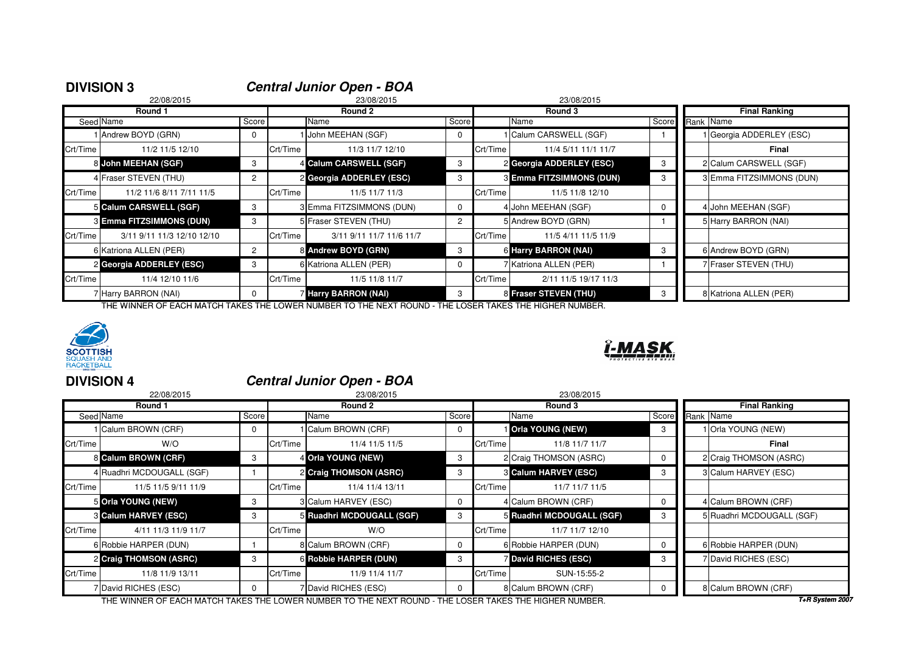## DIVISION 3

### Central Junior Open - BOA

| Round 1 (22/08/2015) | | | Round 2 (23/08/2015) | | | Round 3 (23/08/2015) | | | Final Ranking | |
|---|---|---|---|---|---|---|---|---|---|---|
| Seed | Name | Score | | Name | Score | | Name | Score | Rank | Name |
| 1 | Andrew BOYD (GRN) | 0 | 1 | John MEEHAN (SGF) | 0 | 1 | Calum CARSWELL (SGF) | 1 | 1 | Georgia ADDERLEY (ESC) |
| Crt/Time | 11/2 11/5 12/10 | | Crt/Time | 11/3 11/7 12/10 | | Crt/Time | 11/4 5/11 11/1 11/7 | | | **Final** |
| 8 | **John MEEHAN (SGF)** | 3 | 4 | **Calum CARSWELL (SGF)** | 3 | 2 | **Georgia ADDERLEY (ESC)** | 3 | 2 | Calum CARSWELL (SGF) |
| 4 | Fraser STEVEN (THU) | 2 | 2 | **Georgia ADDERLEY (ESC)** | 3 | 3 | **Emma FITZSIMMONS (DUN)** | 3 | 3 | Emma FITZSIMMONS (DUN) |
| Crt/Time | 11/2 11/6 8/11 7/11 11/5 | | Crt/Time | 11/5 11/7 11/3 | | Crt/Time | 11/5 11/8 12/10 | | | |
| 5 | **Calum CARSWELL (SGF)** | 3 | 3 | Emma FITZSIMMONS (DUN) | 0 | 4 | John MEEHAN (SGF) | 0 | 4 | John MEEHAN (SGF) |
| 3 | **Emma FITZSIMMONS (DUN)** | 3 | 5 | Fraser STEVEN (THU) | 2 | 5 | Andrew BOYD (GRN) | 1 | 5 | Harry BARRON (NAI) |
| Crt/Time | 3/11 9/11 11/3 12/10 12/10 | | Crt/Time | 3/11 9/11 11/7 11/6 11/7 | | Crt/Time | 11/5 4/11 11/5 11/9 | | | |
| 6 | Katriona ALLEN (PER) | 2 | 8 | **Andrew BOYD (GRN)** | 3 | 6 | **Harry BARRON (NAI)** | 3 | 6 | Andrew BOYD (GRN) |
| 2 | **Georgia ADDERLEY (ESC)** | 3 | 6 | Katriona ALLEN (PER) | 0 | 7 | Katriona ALLEN (PER) | 1 | 7 | Fraser STEVEN (THU) |
| Crt/Time | 11/4 12/10 11/6 | | Crt/Time | 11/5 11/8 11/7 | | Crt/Time | 2/11 11/5 19/17 11/3 | | | |
| 7 | Harry BARRON (NAI) | 0 | 7 | **Harry BARRON (NAI)** | 3 | 8 | **Fraser STEVEN (THU)** | 3 | 8 | Katriona ALLEN (PER) |

THE WINNER OF EACH MATCH TAKES THE LOWER NUMBER TO THE NEXT ROUND - THE LOSER TAKES THE HIGHER NUMBER.

## DIVISION 4

### Central Junior Open - BOA

| Round 1 (22/08/2015) | | | Round 2 (23/08/2015) | | | Round 3 (23/08/2015) | | | Final Ranking | |
|---|---|---|---|---|---|---|---|---|---|---|
| Seed | Name | Score | | Name | Score | | Name | Score | Rank | Name |
| 1 | Calum BROWN (CRF) | 0 | 1 | Calum BROWN (CRF) | 0 | 1 | **Orla YOUNG (NEW)** | 3 | 1 | Orla YOUNG (NEW) |
| Crt/Time | W/O | | Crt/Time | 11/4 11/5 11/5 | | Crt/Time | 11/8 11/7 11/7 | | | **Final** |
| 8 | **Calum BROWN (CRF)** | 3 | 4 | **Orla YOUNG (NEW)** | 3 | 2 | Craig THOMSON (ASRC) | 0 | 2 | Craig THOMSON (ASRC) |
| 4 | Ruadhri MCDOUGALL (SGF) | 1 | 2 | **Craig THOMSON (ASRC)** | 3 | 3 | **Calum HARVEY (ESC)** | 3 | 3 | Calum HARVEY (ESC) |
| Crt/Time | 11/5 11/5 9/11 11/9 | | Crt/Time | 11/4 11/4 13/11 | | Crt/Time | 11/7 11/7 11/5 | | | |
| 5 | **Orla YOUNG (NEW)** | 3 | 3 | Calum HARVEY (ESC) | 0 | 4 | Calum BROWN (CRF) | 0 | 4 | Calum BROWN (CRF) |
| 3 | **Calum HARVEY (ESC)** | 3 | 5 | **Ruadhri MCDOUGALL (SGF)** | 3 | 5 | **Ruadhri MCDOUGALL (SGF)** | 3 | 5 | Ruadhri MCDOUGALL (SGF) |
| Crt/Time | 4/11 11/3 11/9 11/7 | | Crt/Time | W/O | | Crt/Time | 11/7 11/7 12/10 | | | |
| 6 | Robbie HARPER (DUN) | 1 | 8 | Calum BROWN (CRF) | 0 | 6 | Robbie HARPER (DUN) | 0 | 6 | Robbie HARPER (DUN) |
| 2 | **Craig THOMSON (ASRC)** | 3 | 6 | **Robbie HARPER (DUN)** | 3 | 7 | **David RICHES (ESC)** | 3 | 7 | David RICHES (ESC) |
| Crt/Time | 11/8 11/9 13/11 | | Crt/Time | 11/9 11/4 11/7 | | Crt/Time | SUN-15:55-2 | | | |
| 7 | David RICHES (ESC) | 0 | 7 | David RICHES (ESC) | 0 | 8 | Calum BROWN (CRF) | 0 | 8 | Calum BROWN (CRF) |

THE WINNER OF EACH MATCH TAKES THE LOWER NUMBER TO THE NEXT ROUND - THE LOSER TAKES THE HIGHER NUMBER.

*T+R System 2007*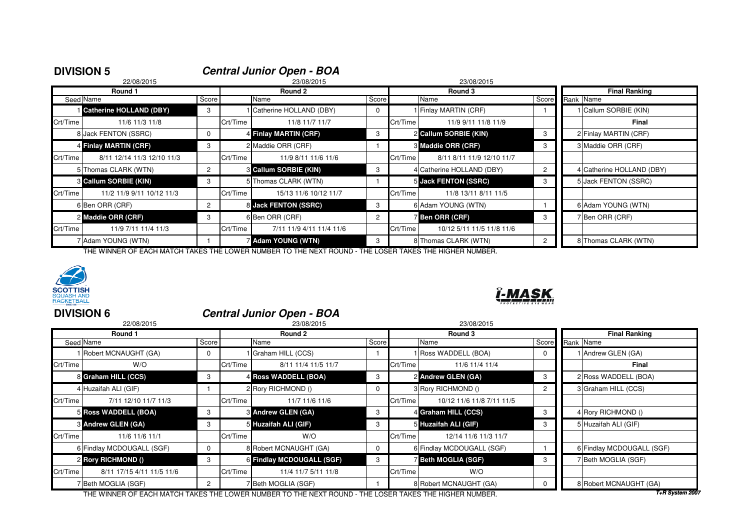## DIVISION 5

### *Central Junior Open - BOA*

| Round 1 (22/08/2015) | | | Round 2 (23/08/2015) | | | Round 3 (23/08/2015) | | | Final Ranking | |
|---|---|---|---|---|---|---|---|---|---|---|
| Seed | Name | Score | | Name | Score | | Name | Score | Rank | Name |
| 1 | **Catherine HOLLAND (DBY)** | 3 | 1 | Catherine HOLLAND (DBY) | 0 | 1 | Finlay MARTIN (CRF) | 1 | 1 | Callum SORBIE (KIN) |
| Crt/Time | 11/6 11/3 11/8 | | Crt/Time | 11/8 11/7 11/7 | | Crt/Time | 11/9 9/11 11/8 11/9 | | | **Final** |
| 8 | Jack FENTON (SSRC) | 0 | 4 | **Finlay MARTIN (CRF)** | 3 | 2 | **Callum SORBIE (KIN)** | 3 | 2 | Finlay MARTIN (CRF) |
| 4 | **Finlay MARTIN (CRF)** | 3 | 2 | Maddie ORR (CRF) | 1 | 3 | **Maddie ORR (CRF)** | 3 | 3 | Maddie ORR (CRF) |
| Crt/Time | 8/11 12/14 11/3 12/10 11/3 | | Crt/Time | 11/9 8/11 11/6 11/6 | | Crt/Time | 8/11 8/11 11/9 12/10 11/7 | | | |
| 5 | Thomas CLARK (WTN) | 2 | 3 | **Callum SORBIE (KIN)** | 3 | 4 | Catherine HOLLAND (DBY) | 2 | 4 | Catherine HOLLAND (DBY) |
| 3 | **Callum SORBIE (KIN)** | 3 | 5 | Thomas CLARK (WTN) | 1 | 5 | **Jack FENTON (SSRC)** | 3 | 5 | Jack FENTON (SSRC) |
| Crt/Time | 11/2 11/9 9/11 10/12 11/3 | | Crt/Time | 15/13 11/6 10/12 11/7 | | Crt/Time | 11/8 13/11 8/11 11/5 | | | |
| 6 | Ben ORR (CRF) | 2 | 8 | **Jack FENTON (SSRC)** | 3 | 6 | Adam YOUNG (WTN) | 1 | 6 | Adam YOUNG (WTN) |
| 2 | **Maddie ORR (CRF)** | 3 | 6 | Ben ORR (CRF) | 2 | 7 | **Ben ORR (CRF)** | 3 | 7 | Ben ORR (CRF) |
| Crt/Time | 11/9 7/11 11/4 11/3 | | Crt/Time | 7/11 11/9 4/11 11/4 11/6 | | Crt/Time | 10/12 5/11 11/5 11/8 11/6 | | | |
| 7 | Adam YOUNG (WTN) | 1 | 7 | **Adam YOUNG (WTN)** | 3 | 8 | Thomas CLARK (WTN) | 2 | 8 | Thomas CLARK (WTN) |

THE WINNER OF EACH MATCH TAKES THE LOWER NUMBER TO THE NEXT ROUND - THE LOSER TAKES THE HIGHER NUMBER.

## DIVISION 6

### *Central Junior Open - BOA*

| Round 1 (22/08/2015) | | | Round 2 (23/08/2015) | | | Round 3 (23/08/2015) | | | Final Ranking | |
|---|---|---|---|---|---|---|---|---|---|---|
| Seed | Name | Score | | Name | Score | | Name | Score | Rank | Name |
| 1 | Robert MCNAUGHT (GA) | 0 | 1 | Graham HILL (CCS) | 1 | 1 | Ross WADDELL (BOA) | 0 | 1 | Andrew GLEN (GA) |
| Crt/Time | W/O | | Crt/Time | 8/11 11/4 11/5 11/7 | | Crt/Time | 11/6 11/4 11/4 | | | **Final** |
| 8 | **Graham HILL (CCS)** | 3 | 4 | **Ross WADDELL (BOA)** | 3 | 2 | **Andrew GLEN (GA)** | 3 | 2 | Ross WADDELL (BOA) |
| 4 | Huzaifah ALI (GIF) | 1 | 2 | Rory RICHMOND () | 0 | 3 | Rory RICHMOND () | 2 | 3 | Graham HILL (CCS) |
| Crt/Time | 7/11 12/10 11/7 11/3 | | Crt/Time | 11/7 11/6 11/6 | | Crt/Time | 10/12 11/6 11/8 7/11 11/5 | | | |
| 5 | **Ross WADDELL (BOA)** | 3 | 3 | **Andrew GLEN (GA)** | 3 | 4 | **Graham HILL (CCS)** | 3 | 4 | Rory RICHMOND () |
| 3 | **Andrew GLEN (GA)** | 3 | 5 | **Huzaifah ALI (GIF)** | 3 | 5 | **Huzaifah ALI (GIF)** | 3 | 5 | Huzaifah ALI (GIF) |
| Crt/Time | 11/6 11/6 11/1 | | Crt/Time | W/O | | Crt/Time | 12/14 11/6 11/3 11/7 | | | |
| 6 | Findlay MCDOUGALL (SGF) | 0 | 8 | Robert MCNAUGHT (GA) | 0 | 6 | Findlay MCDOUGALL (SGF) | 1 | 6 | Findlay MCDOUGALL (SGF) |
| 2 | **Rory RICHMOND ()** | 3 | 6 | **Findlay MCDOUGALL (SGF)** | 3 | 7 | **Beth MOGLIA (SGF)** | 3 | 7 | Beth MOGLIA (SGF) |
| Crt/Time | 8/11 17/15 4/11 11/5 11/6 | | Crt/Time | 11/4 11/7 5/11 11/8 | | Crt/Time | W/O | | | |
| 7 | Beth MOGLIA (SGF) | 2 | 7 | Beth MOGLIA (SGF) | 1 | 8 | Robert MCNAUGHT (GA) | 0 | 8 | Robert MCNAUGHT (GA) |

THE WINNER OF EACH MATCH TAKES THE LOWER NUMBER TO THE NEXT ROUND - THE LOSER TAKES THE HIGHER NUMBER.

*T+R System 2007*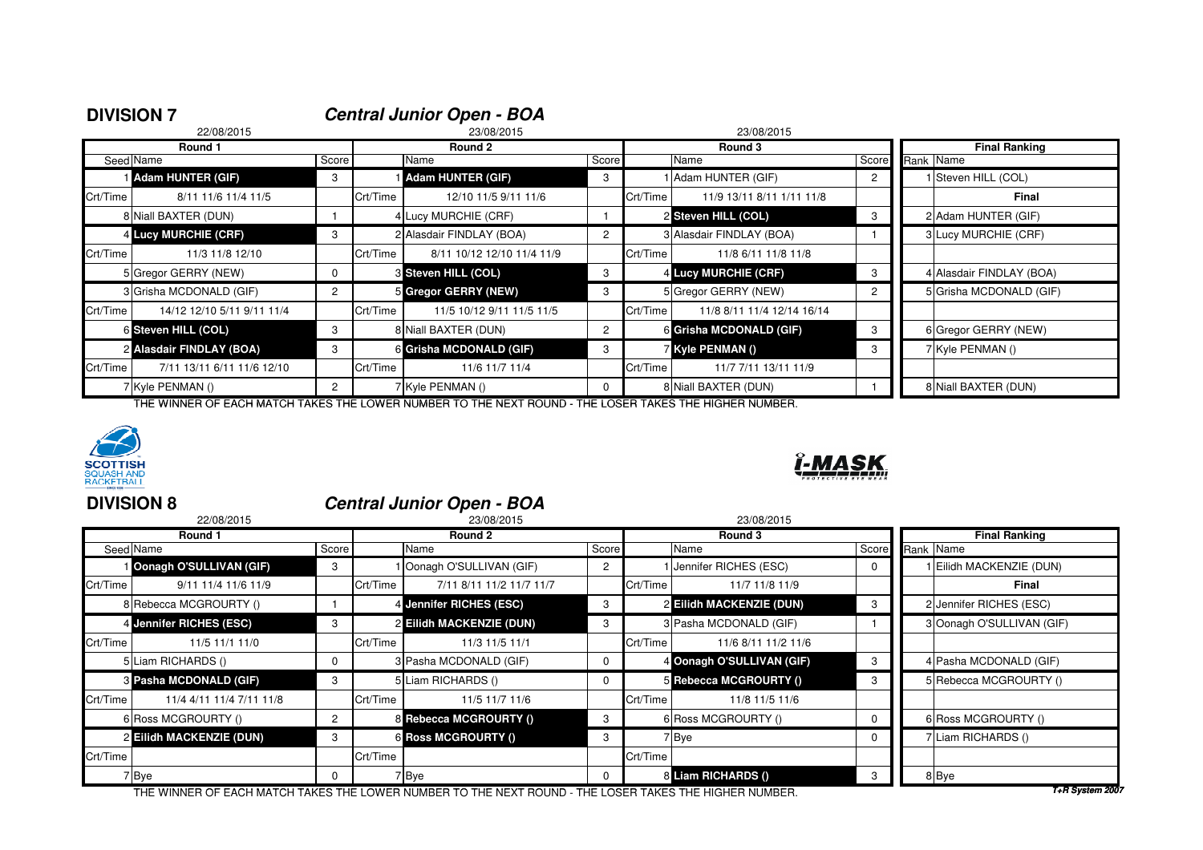## DIVISION 7

### *Central Junior Open - BOA*

| Round 1 (22/08/2015) | | | Round 2 (23/08/2015) | | | Round 3 (23/08/2015) | | | Final Ranking | |
|---|---|---|---|---|---|---|---|---|---|---|
| Seed | Name | Score | | Name | Score | | Name | Score | Rank | Name |
| 1 | **Adam HUNTER (GIF)** | 3 | 1 | **Adam HUNTER (GIF)** | 3 | 1 | Adam HUNTER (GIF) | 2 | 1 | Steven HILL (COL) |
| Crt/Time | 8/11 11/6 11/4 11/5 | | Crt/Time | 12/10 11/5 9/11 11/6 | | Crt/Time | 11/9 13/11 8/11 1/11 11/8 | | | **Final** |
| 8 | Niall BAXTER (DUN) | 1 | 4 | Lucy MURCHIE (CRF) | 1 | 2 | **Steven HILL (COL)** | 3 | 2 | Adam HUNTER (GIF) |
| 4 | **Lucy MURCHIE (CRF)** | 3 | 2 | Alasdair FINDLAY (BOA) | 2 | 3 | Alasdair FINDLAY (BOA) | 1 | 3 | Lucy MURCHIE (CRF) |
| Crt/Time | 11/3 11/8 12/10 | | Crt/Time | 8/11 10/12 12/10 11/4 11/9 | | Crt/Time | 11/8 6/11 11/8 11/8 | | | |
| 5 | Gregor GERRY (NEW) | 0 | 3 | **Steven HILL (COL)** | 3 | 4 | **Lucy MURCHIE (CRF)** | 3 | 4 | Alasdair FINDLAY (BOA) |
| 3 | Grisha MCDONALD (GIF) | 2 | 5 | **Gregor GERRY (NEW)** | 3 | 5 | Gregor GERRY (NEW) | 2 | 5 | Grisha MCDONALD (GIF) |
| Crt/Time | 14/12 12/10 5/11 9/11 11/4 | | Crt/Time | 11/5 10/12 9/11 11/5 11/5 | | Crt/Time | 11/8 8/11 11/4 12/14 16/14 | | | |
| 6 | **Steven HILL (COL)** | 3 | 8 | Niall BAXTER (DUN) | 2 | 6 | **Grisha MCDONALD (GIF)** | 3 | 6 | Gregor GERRY (NEW) |
| 2 | **Alasdair FINDLAY (BOA)** | 3 | 6 | **Grisha MCDONALD (GIF)** | 3 | 7 | **Kyle PENMAN ()** | 3 | 7 | Kyle PENMAN () |
| Crt/Time | 7/11 13/11 6/11 11/6 12/10 | | Crt/Time | 11/6 11/7 11/4 | | Crt/Time | 11/7 7/11 13/11 11/9 | | | |
| 7 | Kyle PENMAN () | 2 | 7 | Kyle PENMAN () | 0 | 8 | Niall BAXTER (DUN) | 1 | 8 | Niall BAXTER (DUN) |

THE WINNER OF EACH MATCH TAKES THE LOWER NUMBER TO THE NEXT ROUND - THE LOSER TAKES THE HIGHER NUMBER.

## DIVISION 8

### *Central Junior Open - BOA*

| Round 1 (22/08/2015) | | | Round 2 (23/08/2015) | | | Round 3 (23/08/2015) | | | Final Ranking | |
|---|---|---|---|---|---|---|---|---|---|---|
| Seed | Name | Score | | Name | Score | | Name | Score | Rank | Name |
| 1 | **Oonagh O'SULLIVAN (GIF)** | 3 | 1 | Oonagh O'SULLIVAN (GIF) | 2 | 1 | Jennifer RICHES (ESC) | 0 | 1 | Eilidh MACKENZIE (DUN) |
| Crt/Time | 9/11 11/4 11/6 11/9 | | Crt/Time | 7/11 8/11 11/2 11/7 11/7 | | Crt/Time | 11/7 11/8 11/9 | | | **Final** |
| 8 | Rebecca MCGROURTY () | 1 | 4 | **Jennifer RICHES (ESC)** | 3 | 2 | **Eilidh MACKENZIE (DUN)** | 3 | 2 | Jennifer RICHES (ESC) |
| 4 | **Jennifer RICHES (ESC)** | 3 | 2 | **Eilidh MACKENZIE (DUN)** | 3 | 3 | Pasha MCDONALD (GIF) | 1 | 3 | Oonagh O'SULLIVAN (GIF) |
| Crt/Time | 11/5 11/1 11/0 | | Crt/Time | 11/3 11/5 11/1 | | Crt/Time | 11/6 8/11 11/2 11/6 | | | |
| 5 | Liam RICHARDS () | 0 | 3 | Pasha MCDONALD (GIF) | 0 | 4 | **Oonagh O'SULLIVAN (GIF)** | 3 | 4 | Pasha MCDONALD (GIF) |
| 3 | **Pasha MCDONALD (GIF)** | 3 | 5 | Liam RICHARDS () | 0 | 5 | **Rebecca MCGROURTY ()** | 3 | 5 | Rebecca MCGROURTY () |
| Crt/Time | 11/4 4/11 11/4 7/11 11/8 | | Crt/Time | 11/5 11/7 11/6 | | Crt/Time | 11/8 11/5 11/6 | | | |
| 6 | Ross MCGROURTY () | 2 | 8 | **Rebecca MCGROURTY ()** | 3 | 6 | Ross MCGROURTY () | 0 | 6 | Ross MCGROURTY () |
| 2 | **Eilidh MACKENZIE (DUN)** | 3 | 6 | **Ross MCGROURTY ()** | 3 | 7 | Bye | 0 | 7 | Liam RICHARDS () |
| Crt/Time | | | Crt/Time | | | Crt/Time | | | | |
| 7 | Bye | 0 | 7 | Bye | 0 | 8 | **Liam RICHARDS ()** | 3 | 8 | Bye |

THE WINNER OF EACH MATCH TAKES THE LOWER NUMBER TO THE NEXT ROUND - THE LOSER TAKES THE HIGHER NUMBER.

*T+R System 2007*